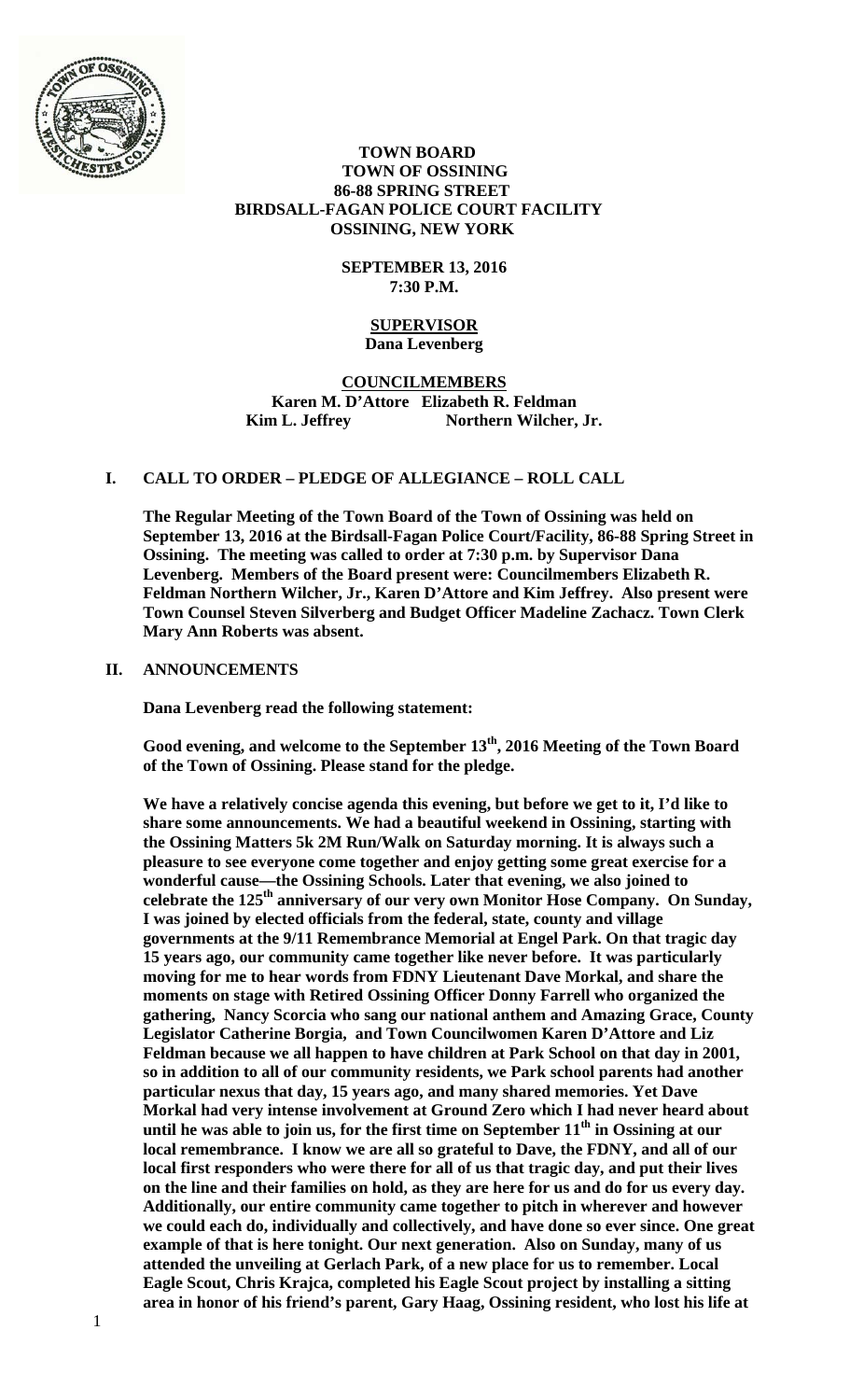# TOWN BOARD
## TOWN OF OSSINING
## 86-88 SPRING STREET
## BIRDSALL-FAGAN POLICE COURT FACILITY
## OSSINING, NEW YORK

**SEPTEMBER 13, 2016**
**7:30 P.M.**

**SUPERVISOR**
**Dana Levenberg**

**COUNCILMEMBERS**
**Karen M. D'Attore Elizabeth R. Feldman**
**Kim L. Jeffrey Northern Wilcher, Jr.**

## I. CALL TO ORDER – PLEDGE OF ALLEGIANCE – ROLL CALL

**The Regular Meeting of the Town Board of the Town of Ossining was held on September 13, 2016 at the Birdsall-Fagan Police Court/Facility, 86-88 Spring Street in Ossining. The meeting was called to order at 7:30 p.m. by Supervisor Dana Levenberg. Members of the Board present were: Councilmembers Elizabeth R. Feldman Northern Wilcher, Jr., Karen D'Attore and Kim Jeffrey. Also present were Town Counsel Steven Silverberg and Budget Officer Madeline Zachacz. Town Clerk Mary Ann Roberts was absent.**

## II. ANNOUNCEMENTS

**Dana Levenberg read the following statement:**

**Good evening, and welcome to the September 13th, 2016 Meeting of the Town Board of the Town of Ossining. Please stand for the pledge.**

**We have a relatively concise agenda this evening, but before we get to it, I'd like to share some announcements. We had a beautiful weekend in Ossining, starting with the Ossining Matters 5k 2M Run/Walk on Saturday morning. It is always such a pleasure to see everyone come together and enjoy getting some great exercise for a wonderful cause—the Ossining Schools. Later that evening, we also joined to celebrate the 125th anniversary of our very own Monitor Hose Company. On Sunday, I was joined by elected officials from the federal, state, county and village governments at the 9/11 Remembrance Memorial at Engel Park. On that tragic day 15 years ago, our community came together like never before. It was particularly moving for me to hear words from FDNY Lieutenant Dave Morkal, and share the moments on stage with Retired Ossining Officer Donny Farrell who organized the gathering, Nancy Scorcia who sang our national anthem and Amazing Grace, County Legislator Catherine Borgia, and Town Councilwomen Karen D'Attore and Liz Feldman because we all happen to have children at Park School on that day in 2001, so in addition to all of our community residents, we Park school parents had another particular nexus that day, 15 years ago, and many shared memories. Yet Dave Morkal had very intense involvement at Ground Zero which I had never heard about until he was able to join us, for the first time on September 11th in Ossining at our local remembrance. I know we are all so grateful to Dave, the FDNY, and all of our local first responders who were there for all of us that tragic day, and put their lives on the line and their families on hold, as they are here for us and do for us every day. Additionally, our entire community came together to pitch in wherever and however we could each do, individually and collectively, and have done so ever since. One great example of that is here tonight. Our next generation. Also on Sunday, many of us attended the unveiling at Gerlach Park, of a new place for us to remember. Local Eagle Scout, Chris Krajca, completed his Eagle Scout project by installing a sitting area in honor of his friend's parent, Gary Haag, Ossining resident, who lost his life at**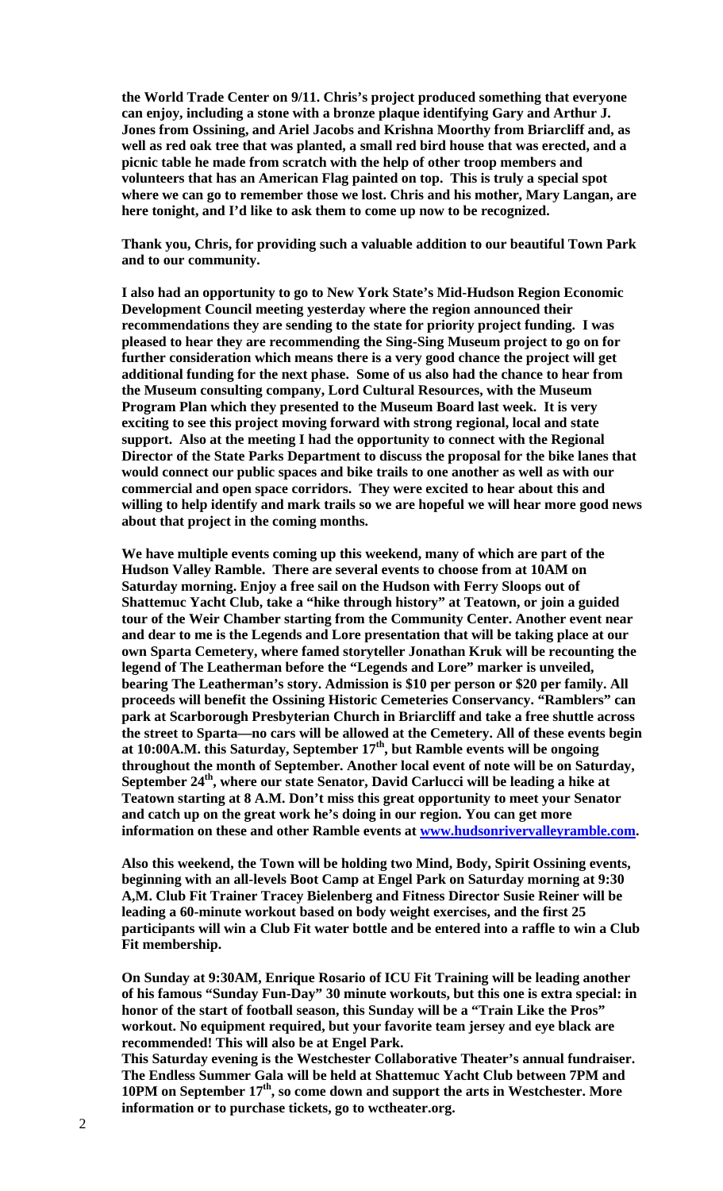**the World Trade Center on 9/11. Chris's project produced something that everyone can enjoy, including a stone with a bronze plaque identifying Gary and Arthur J. Jones from Ossining, and Ariel Jacobs and Krishna Moorthy from Briarcliff and, as well as red oak tree that was planted, a small red bird house that was erected, and a picnic table he made from scratch with the help of other troop members and volunteers that has an American Flag painted on top. This is truly a special spot where we can go to remember those we lost. Chris and his mother, Mary Langan, are here tonight, and I'd like to ask them to come up now to be recognized.**

**Thank you, Chris, for providing such a valuable addition to our beautiful Town Park and to our community.**

**I also had an opportunity to go to New York State's Mid-Hudson Region Economic Development Council meeting yesterday where the region announced their recommendations they are sending to the state for priority project funding. I was pleased to hear they are recommending the Sing-Sing Museum project to go on for further consideration which means there is a very good chance the project will get additional funding for the next phase. Some of us also had the chance to hear from the Museum consulting company, Lord Cultural Resources, with the Museum Program Plan which they presented to the Museum Board last week. It is very exciting to see this project moving forward with strong regional, local and state support. Also at the meeting I had the opportunity to connect with the Regional Director of the State Parks Department to discuss the proposal for the bike lanes that would connect our public spaces and bike trails to one another as well as with our commercial and open space corridors. They were excited to hear about this and willing to help identify and mark trails so we are hopeful we will hear more good news about that project in the coming months.**

**We have multiple events coming up this weekend, many of which are part of the Hudson Valley Ramble. There are several events to choose from at 10AM on Saturday morning. Enjoy a free sail on the Hudson with Ferry Sloops out of Shattemuc Yacht Club, take a "hike through history" at Teatown, or join a guided tour of the Weir Chamber starting from the Community Center. Another event near and dear to me is the Legends and Lore presentation that will be taking place at our own Sparta Cemetery, where famed storyteller Jonathan Kruk will be recounting the legend of The Leatherman before the "Legends and Lore" marker is unveiled, bearing The Leatherman's story. Admission is $10 per person or $20 per family. All proceeds will benefit the Ossining Historic Cemeteries Conservancy. "Ramblers" can park at Scarborough Presbyterian Church in Briarcliff and take a free shuttle across the street to Sparta—no cars will be allowed at the Cemetery. All of these events begin at 10:00A.M. this Saturday, September 17th, but Ramble events will be ongoing throughout the month of September. Another local event of note will be on Saturday, September 24th, where our state Senator, David Carlucci will be leading a hike at Teatown starting at 8 A.M. Don't miss this great opportunity to meet your Senator and catch up on the great work he's doing in our region. You can get more information on these and other Ramble events at [www.hudsonrivervalleyramble.com](http://www.hudsonrivervalleyramble.com).**

**Also this weekend, the Town will be holding two Mind, Body, Spirit Ossining events, beginning with an all-levels Boot Camp at Engel Park on Saturday morning at 9:30 A,M. Club Fit Trainer Tracey Bielenberg and Fitness Director Susie Reiner will be leading a 60-minute workout based on body weight exercises, and the first 25 participants will win a Club Fit water bottle and be entered into a raffle to win a Club Fit membership.**

**On Sunday at 9:30AM, Enrique Rosario of ICU Fit Training will be leading another of his famous "Sunday Fun-Day" 30 minute workouts, but this one is extra special: in honor of the start of football season, this Sunday will be a "Train Like the Pros" workout. No equipment required, but your favorite team jersey and eye black are recommended! This will also be at Engel Park.**

**This Saturday evening is the Westchester Collaborative Theater's annual fundraiser. The Endless Summer Gala will be held at Shattemuc Yacht Club between 7PM and 10PM on September 17th, so come down and support the arts in Westchester. More information or to purchase tickets, go to wctheater.org.**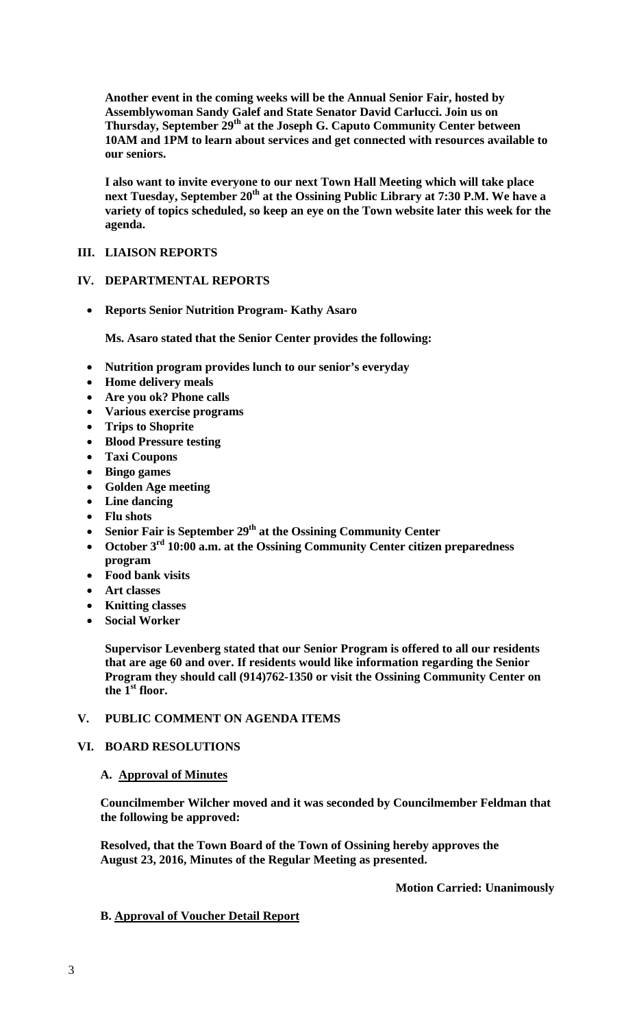**Another event in the coming weeks will be the Annual Senior Fair, hosted by Assemblywoman Sandy Galef and State Senator David Carlucci. Join us on Thursday, September 29th at the Joseph G. Caputo Community Center between 10AM and 1PM to learn about services and get connected with resources available to our seniors.**

**I also want to invite everyone to our next Town Hall Meeting which will take place next Tuesday, September 20th at the Ossining Public Library at 7:30 P.M. We have a variety of topics scheduled, so keep an eye on the Town website later this week for the agenda.**

## III. LIASON REPORTS

## IV. DEPARTMENTAL REPORTS

- **Reports Senior Nutrition Program- Kathy Asaro**

**Ms. Asaro stated that the Senior Center provides the following:**

- **Nutrition program provides lunch to our senior's everyday**
- **Home delivery meals**
- **Are you ok? Phone calls**
- **Various exercise programs**
- **Trips to Shoprite**
- **Blood Pressure testing**
- **Taxi Coupons**
- **Bingo games**
- **Golden Age meeting**
- **Line dancing**
- **Flu shots**
- **Senior Fair is September 29th at the Ossining Community Center**
- **October 3rd 10:00 a.m. at the Ossining Community Center citizen preparedness program**
- **Food bank visits**
- **Art classes**
- **Knitting classes**
- **Social Worker**

**Supervisor Levenberg stated that our Senior Program is offered to all our residents that are age 60 and over. If residents would like information regarding the Senior Program they should call (914)762-1350 or visit the Ossining Community Center on the 1st floor.**

## V. PUBLIC COMMENT ON AGENDA ITEMS

## VI. BOARD RESOLUTIONS

### A. Approval of Minutes

**Councilmember Wilcher moved and it was seconded by Councilmember Feldman that the following be approved:**

**Resolved, that the Town Board of the Town of Ossining hereby approves the August 23, 2016, Minutes of the Regular Meeting as presented.**

**Motion Carried: Unanimously**

### B. Approval of Voucher Detail Report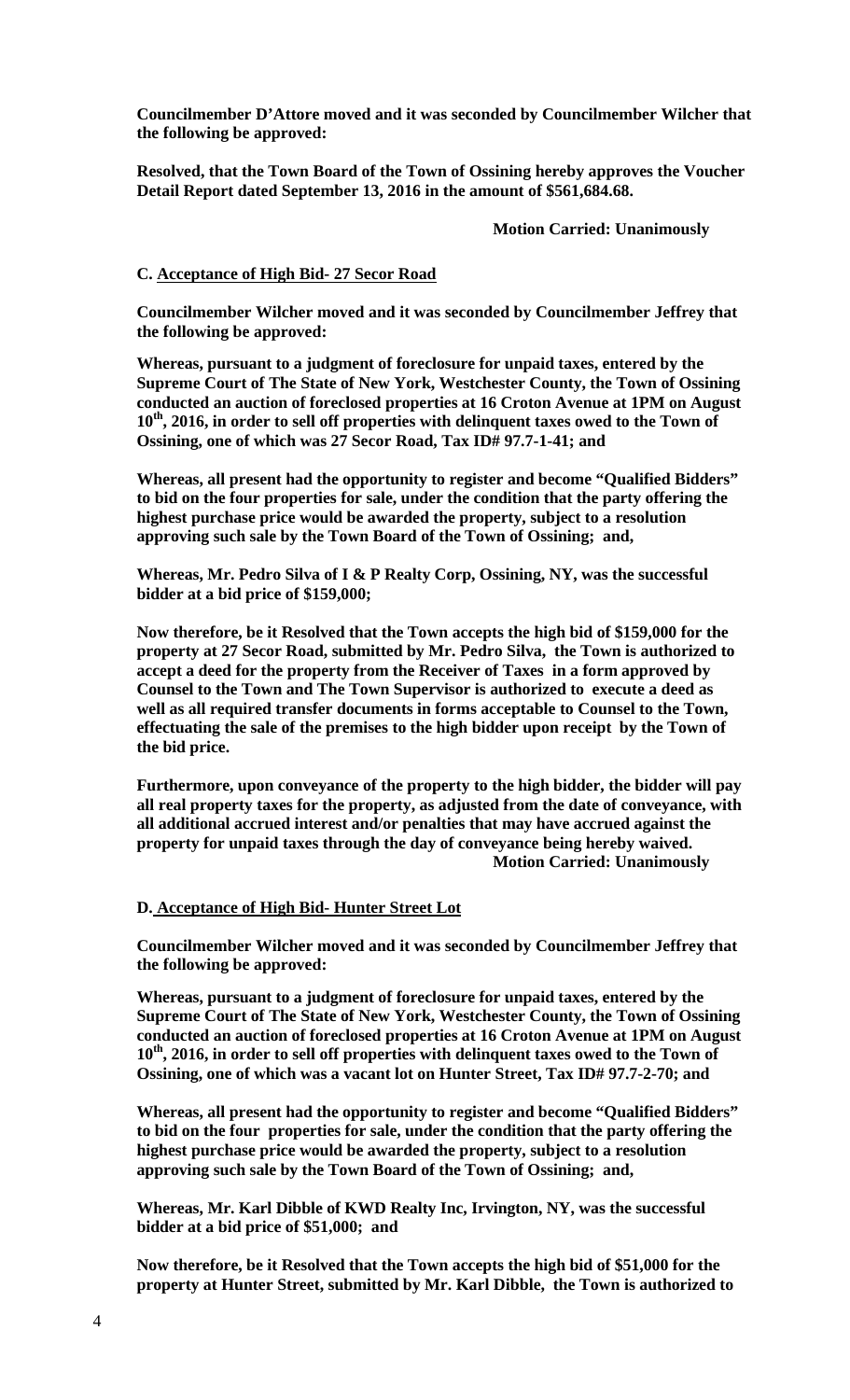**Councilmember D'Attore moved and it was seconded by Councilmember Wilcher that the following be approved:**

**Resolved, that the Town Board of the Town of Ossining hereby approves the Voucher Detail Report dated September 13, 2016 in the amount of $561,684.68.**

**Motion Carried: Unanimously**

**C. Acceptance of High Bid- 27 Secor Road**

**Councilmember Wilcher moved and it was seconded by Councilmember Jeffrey that the following be approved:**

**Whereas, pursuant to a judgment of foreclosure for unpaid taxes, entered by the Supreme Court of The State of New York, Westchester County, the Town of Ossining conducted an auction of foreclosed properties at 16 Croton Avenue at 1PM on August 10th, 2016, in order to sell off properties with delinquent taxes owed to the Town of Ossining, one of which was 27 Secor Road, Tax ID# 97.7-1-41; and**

**Whereas, all present had the opportunity to register and become "Qualified Bidders" to bid on the four properties for sale, under the condition that the party offering the highest purchase price would be awarded the property, subject to a resolution approving such sale by the Town Board of the Town of Ossining; and,**

**Whereas, Mr. Pedro Silva of I & P Realty Corp, Ossining, NY, was the successful bidder at a bid price of $159,000;**

**Now therefore, be it Resolved that the Town accepts the high bid of $159,000 for the property at 27 Secor Road, submitted by Mr. Pedro Silva, the Town is authorized to accept a deed for the property from the Receiver of Taxes in a form approved by Counsel to the Town and The Town Supervisor is authorized to execute a deed as well as all required transfer documents in forms acceptable to Counsel to the Town, effectuating the sale of the premises to the high bidder upon receipt by the Town of the bid price.**

**Furthermore, upon conveyance of the property to the high bidder, the bidder will pay all real property taxes for the property, as adjusted from the date of conveyance, with all additional accrued interest and/or penalties that may have accrued against the property for unpaid taxes through the day of conveyance being hereby waived.**

**Motion Carried: Unanimously**

**D. Acceptance of High Bid- Hunter Street Lot**

**Councilmember Wilcher moved and it was seconded by Councilmember Jeffrey that the following be approved:**

**Whereas, pursuant to a judgment of foreclosure for unpaid taxes, entered by the Supreme Court of The State of New York, Westchester County, the Town of Ossining conducted an auction of foreclosed properties at 16 Croton Avenue at 1PM on August 10th, 2016, in order to sell off properties with delinquent taxes owed to the Town of Ossining, one of which was a vacant lot on Hunter Street, Tax ID# 97.7-2-70; and**

**Whereas, all present had the opportunity to register and become "Qualified Bidders" to bid on the four properties for sale, under the condition that the party offering the highest purchase price would be awarded the property, subject to a resolution approving such sale by the Town Board of the Town of Ossining; and,**

**Whereas, Mr. Karl Dibble of KWD Realty Inc, Irvington, NY, was the successful bidder at a bid price of $51,000; and**

**Now therefore, be it Resolved that the Town accepts the high bid of $51,000 for the property at Hunter Street, submitted by Mr. Karl Dibble, the Town is authorized to**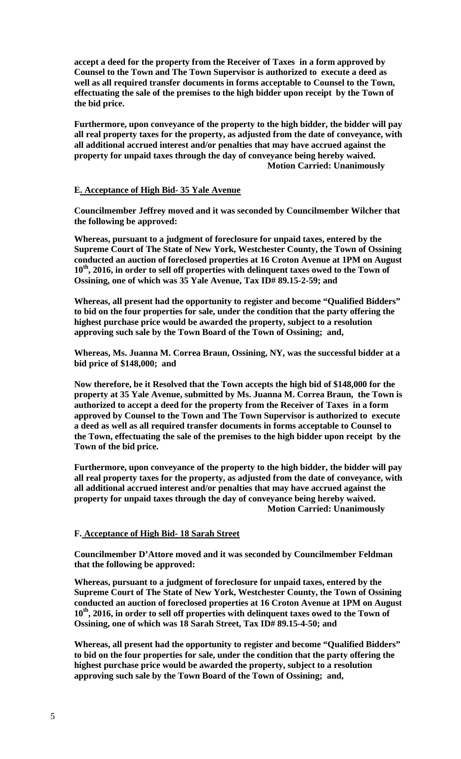**accept a deed for the property from the Receiver of Taxes in a form approved by Counsel to the Town and The Town Supervisor is authorized to execute a deed as well as all required transfer documents in forms acceptable to Counsel to the Town, effectuating the sale of the premises to the high bidder upon receipt by the Town of the bid price.**

**Furthermore, upon conveyance of the property to the high bidder, the bidder will pay all real property taxes for the property, as adjusted from the date of conveyance, with all additional accrued interest and/or penalties that may have accrued against the property for unpaid taxes through the day of conveyance being hereby waived.**

**Motion Carried: Unanimously**

**E. Acceptance of High Bid- 35 Yale Avenue**

**Councilmember Jeffrey moved and it was seconded by Councilmember Wilcher that the following be approved:**

**Whereas, pursuant to a judgment of foreclosure for unpaid taxes, entered by the Supreme Court of The State of New York, Westchester County, the Town of Ossining conducted an auction of foreclosed properties at 16 Croton Avenue at 1PM on August 10th, 2016, in order to sell off properties with delinquent taxes owed to the Town of Ossining, one of which was 35 Yale Avenue, Tax ID# 89.15-2-59; and**

**Whereas, all present had the opportunity to register and become "Qualified Bidders" to bid on the four properties for sale, under the condition that the party offering the highest purchase price would be awarded the property, subject to a resolution approving such sale by the Town Board of the Town of Ossining; and,**

**Whereas, Ms. Juanna M. Correa Braun, Ossining, NY, was the successful bidder at a bid price of $148,000; and**

**Now therefore, be it Resolved that the Town accepts the high bid of $148,000 for the property at 35 Yale Avenue, submitted by Ms. Juanna M. Correa Braun, the Town is authorized to accept a deed for the property from the Receiver of Taxes in a form approved by Counsel to the Town and The Town Supervisor is authorized to execute a deed as well as all required transfer documents in forms acceptable to Counsel to the Town, effectuating the sale of the premises to the high bidder upon receipt by the Town of the bid price.**

**Furthermore, upon conveyance of the property to the high bidder, the bidder will pay all real property taxes for the property, as adjusted from the date of conveyance, with all additional accrued interest and/or penalties that may have accrued against the property for unpaid taxes through the day of conveyance being hereby waived.**

**Motion Carried: Unanimously**

**F. Acceptance of High Bid- 18 Sarah Street**

**Councilmember D'Attore moved and it was seconded by Councilmember Feldman that the following be approved:**

**Whereas, pursuant to a judgment of foreclosure for unpaid taxes, entered by the Supreme Court of The State of New York, Westchester County, the Town of Ossining conducted an auction of foreclosed properties at 16 Croton Avenue at 1PM on August 10th, 2016, in order to sell off properties with delinquent taxes owed to the Town of Ossining, one of which was 18 Sarah Street, Tax ID# 89.15-4-50; and**

**Whereas, all present had the opportunity to register and become "Qualified Bidders" to bid on the four properties for sale, under the condition that the party offering the highest purchase price would be awarded the property, subject to a resolution approving such sale by the Town Board of the Town of Ossining; and,**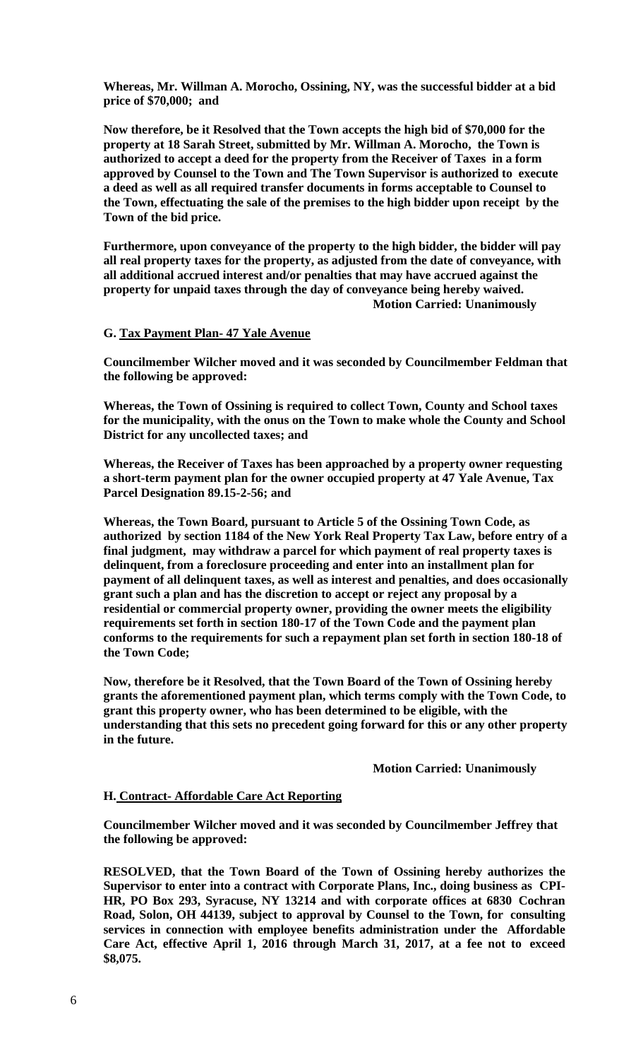**Whereas, Mr. Willman A. Morocho, Ossining, NY, was the successful bidder at a bid price of $70,000; and**

**Now therefore, be it Resolved that the Town accepts the high bid of $70,000 for the property at 18 Sarah Street, submitted by Mr. Willman A. Morocho, the Town is authorized to accept a deed for the property from the Receiver of Taxes in a form approved by Counsel to the Town and The Town Supervisor is authorized to execute a deed as well as all required transfer documents in forms acceptable to Counsel to the Town, effectuating the sale of the premises to the high bidder upon receipt by the Town of the bid price.**

**Furthermore, upon conveyance of the property to the high bidder, the bidder will pay all real property taxes for the property, as adjusted from the date of conveyance, with all additional accrued interest and/or penalties that may have accrued against the property for unpaid taxes through the day of conveyance being hereby waived.**

**Motion Carried: Unanimously**

**G. <u>Tax Payment Plan- 47 Yale Avenue</u>**

**Councilmember Wilcher moved and it was seconded by Councilmember Feldman that the following be approved:**

**Whereas, the Town of Ossining is required to collect Town, County and School taxes for the municipality, with the onus on the Town to make whole the County and School District for any uncollected taxes; and**

**Whereas, the Receiver of Taxes has been approached by a property owner requesting a short-term payment plan for the owner occupied property at 47 Yale Avenue, Tax Parcel Designation 89.15-2-56; and**

**Whereas, the Town Board, pursuant to Article 5 of the Ossining Town Code, as authorized by section 1184 of the New York Real Property Tax Law, before entry of a final judgment, may withdraw a parcel for which payment of real property taxes is delinquent, from a foreclosure proceeding and enter into an installment plan for payment of all delinquent taxes, as well as interest and penalties, and does occasionally grant such a plan and has the discretion to accept or reject any proposal by a residential or commercial property owner, providing the owner meets the eligibility requirements set forth in section 180-17 of the Town Code and the payment plan conforms to the requirements for such a repayment plan set forth in section 180-18 of the Town Code;**

**Now, therefore be it Resolved, that the Town Board of the Town of Ossining hereby grants the aforementioned payment plan, which terms comply with the Town Code, to grant this property owner, who has been determined to be eligible, with the understanding that this sets no precedent going forward for this or any other property in the future.**

**Motion Carried: Unanimously**

**H. <u>Contract- Affordable Care Act Reporting</u>**

**Councilmember Wilcher moved and it was seconded by Councilmember Jeffrey that the following be approved:**

**RESOLVED, that the Town Board of the Town of Ossining hereby authorizes the Supervisor to enter into a contract with Corporate Plans, Inc., doing business as CPI-HR, PO Box 293, Syracuse, NY 13214 and with corporate offices at 6830 Cochran Road, Solon, OH 44139, subject to approval by Counsel to the Town, for consulting services in connection with employee benefits administration under the Affordable Care Act, effective April 1, 2016 through March 31, 2017, at a fee not to exceed $8,075.**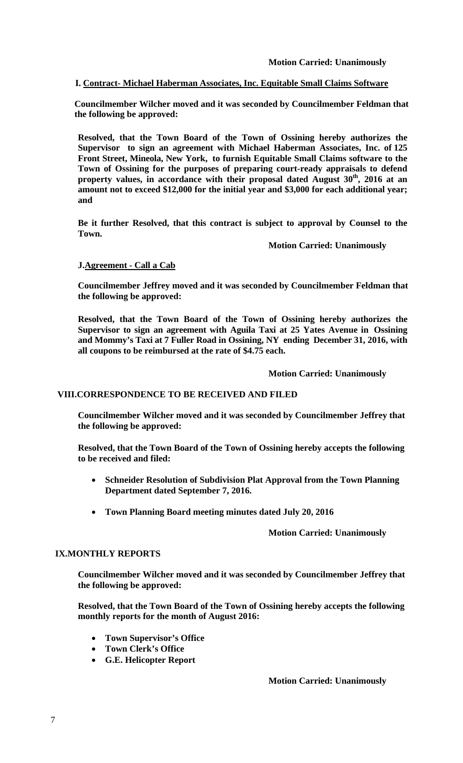**Motion Carried: Unanimously**

**I. Contract- Michael Haberman Associates, Inc. Equitable Small Claims Software**

**Councilmember Wilcher moved and it was seconded by Councilmember Feldman that the following be approved:**

**Resolved, that the Town Board of the Town of Ossining hereby authorizes the Supervisor to sign an agreement with Michael Haberman Associates, Inc. of 125 Front Street, Mineola, New York, to furnish Equitable Small Claims software to the Town of Ossining for the purposes of preparing court-ready appraisals to defend property values, in accordance with their proposal dated August 30th, 2016 at an amount not to exceed $12,000 for the initial year and $3,000 for each additional year; and**

**Be it further Resolved, that this contract is subject to approval by Counsel to the Town.**

**Motion Carried: Unanimously**

**J. Agreement - Call a Cab**

**Councilmember Jeffrey moved and it was seconded by Councilmember Feldman that the following be approved:**

**Resolved, that the Town Board of the Town of Ossining hereby authorizes the Supervisor to sign an agreement with Aguila Taxi at 25 Yates Avenue in Ossining and Mommy's Taxi at 7 Fuller Road in Ossining, NY ending December 31, 2016, with all coupons to be reimbursed at the rate of $4.75 each.**

**Motion Carried: Unanimously**

**VIII. CORRESPONDENCE TO BE RECEIVED AND FILED**

**Councilmember Wilcher moved and it was seconded by Councilmember Jeffrey that the following be approved:**

**Resolved, that the Town Board of the Town of Ossining hereby accepts the following to be received and filed:**

- **Schneider Resolution of Subdivision Plat Approval from the Town Planning Department dated September 7, 2016.**
- **Town Planning Board meeting minutes dated July 20, 2016**

**Motion Carried: Unanimously**

**IX. MONTHLY REPORTS**

**Councilmember Wilcher moved and it was seconded by Councilmember Jeffrey that the following be approved:**

**Resolved, that the Town Board of the Town of Ossining hereby accepts the following monthly reports for the month of August 2016:**

- **Town Supervisor's Office**
- **Town Clerk's Office**
- **G.E. Helicopter Report**

**Motion Carried: Unanimously**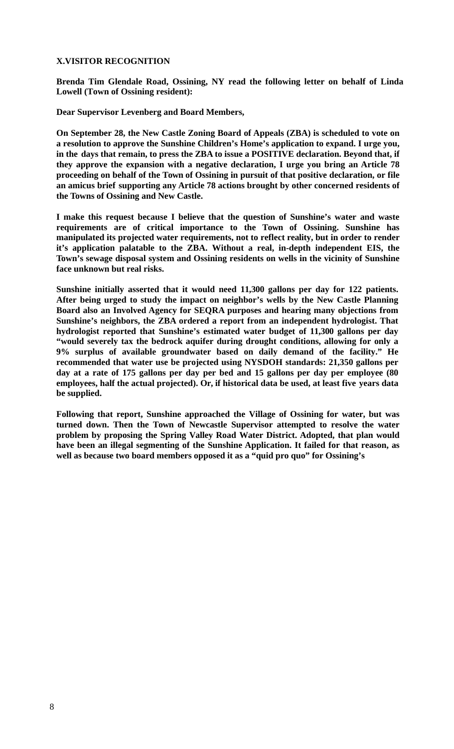**X.VISITOR RECOGNITION**

**Brenda Tim Glendale Road, Ossining, NY read the following letter on behalf of Linda Lowell (Town of Ossining resident):**

**Dear Supervisor Levenberg and Board Members,**

**On September 28, the New Castle Zoning Board of Appeals (ZBA) is scheduled to vote on a resolution to approve the Sunshine Children's Home's application to expand. I urge you, in the days that remain, to press the ZBA to issue a POSITIVE declaration. Beyond that, if they approve the expansion with a negative declaration, I urge you bring an Article 78 proceeding on behalf of the Town of Ossining in pursuit of that positive declaration, or file an amicus brief supporting any Article 78 actions brought by other concerned residents of the Towns of Ossining and New Castle.**

**I make this request because I believe that the question of Sunshine's water and waste requirements are of critical importance to the Town of Ossining. Sunshine has manipulated its projected water requirements, not to reflect reality, but in order to render it's application palatable to the ZBA. Without a real, in-depth independent EIS, the Town's sewage disposal system and Ossining residents on wells in the vicinity of Sunshine face unknown but real risks.**

**Sunshine initially asserted that it would need 11,300 gallons per day for 122 patients. After being urged to study the impact on neighbor's wells by the New Castle Planning Board also an Involved Agency for SEQRA purposes and hearing many objections from Sunshine's neighbors, the ZBA ordered a report from an independent hydrologist. That hydrologist reported that Sunshine's estimated water budget of 11,300 gallons per day "would severely tax the bedrock aquifer during drought conditions, allowing for only a 9% surplus of available groundwater based on daily demand of the facility." He recommended that water use be projected using NYSDOH standards: 21,350 gallons per day at a rate of 175 gallons per day per bed and 15 gallons per day per employee (80 employees, half the actual projected). Or, if historical data be used, at least five years data be supplied.**

**Following that report, Sunshine approached the Village of Ossining for water, but was turned down. Then the Town of Newcastle Supervisor attempted to resolve the water problem by proposing the Spring Valley Road Water District. Adopted, that plan would have been an illegal segmenting of the Sunshine Application. It failed for that reason, as well as because two board members opposed it as a "quid pro quo" for Ossining's**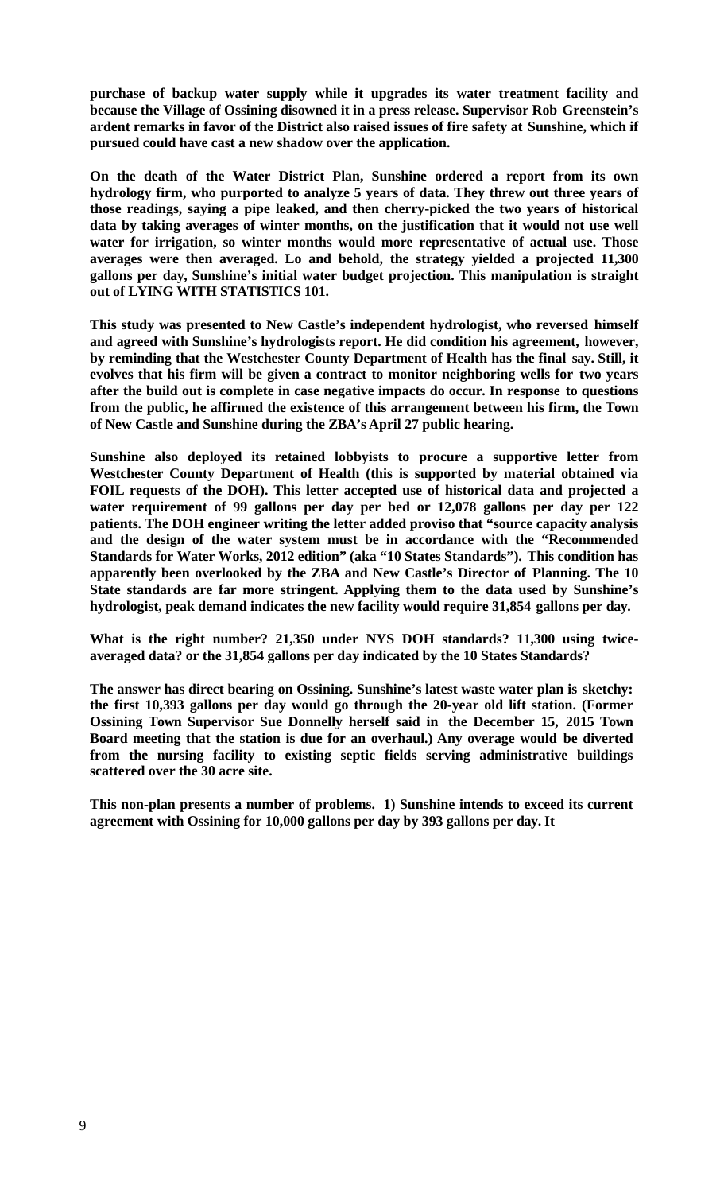**purchase of backup water supply while it upgrades its water treatment facility and because the Village of Ossining disowned it in a press release. Supervisor Rob Greenstein's ardent remarks in favor of the District also raised issues of fire safety at Sunshine, which if pursued could have cast a new shadow over the application.**

**On the death of the Water District Plan, Sunshine ordered a report from its own hydrology firm, who purported to analyze 5 years of data. They threw out three years of those readings, saying a pipe leaked, and then cherry-picked the two years of historical data by taking averages of winter months, on the justification that it would not use well water for irrigation, so winter months would more representative of actual use. Those averages were then averaged. Lo and behold, the strategy yielded a projected 11,300 gallons per day, Sunshine's initial water budget projection. This manipulation is straight out of LYING WITH STATISTICS 101.**

**This study was presented to New Castle's independent hydrologist, who reversed himself and agreed with Sunshine's hydrologists report. He did condition his agreement, however, by reminding that the Westchester County Department of Health has the final say. Still, it evolves that his firm will be given a contract to monitor neighboring wells for two years after the build out is complete in case negative impacts do occur. In response to questions from the public, he affirmed the existence of this arrangement between his firm, the Town of New Castle and Sunshine during the ZBA's April 27 public hearing.**

**Sunshine also deployed its retained lobbyists to procure a supportive letter from Westchester County Department of Health (this is supported by material obtained via FOIL requests of the DOH). This letter accepted use of historical data and projected a water requirement of 99 gallons per day per bed or 12,078 gallons per day per 122 patients. The DOH engineer writing the letter added proviso that "source capacity analysis and the design of the water system must be in accordance with the "Recommended Standards for Water Works, 2012 edition" (aka "10 States Standards"). This condition has apparently been overlooked by the ZBA and New Castle's Director of Planning. The 10 State standards are far more stringent. Applying them to the data used by Sunshine's hydrologist, peak demand indicates the new facility would require 31,854 gallons per day.**

**What is the right number? 21,350 under NYS DOH standards? 11,300 using twice-averaged data? or the 31,854 gallons per day indicated by the 10 States Standards?**

**The answer has direct bearing on Ossining. Sunshine's latest waste water plan is sketchy: the first 10,393 gallons per day would go through the 20-year old lift station. (Former Ossining Town Supervisor Sue Donnelly herself said in the December 15, 2015 Town Board meeting that the station is due for an overhaul.) Any overage would be diverted from the nursing facility to existing septic fields serving administrative buildings scattered over the 30 acre site.**

**This non-plan presents a number of problems. 1) Sunshine intends to exceed its current agreement with Ossining for 10,000 gallons per day by 393 gallons per day. It**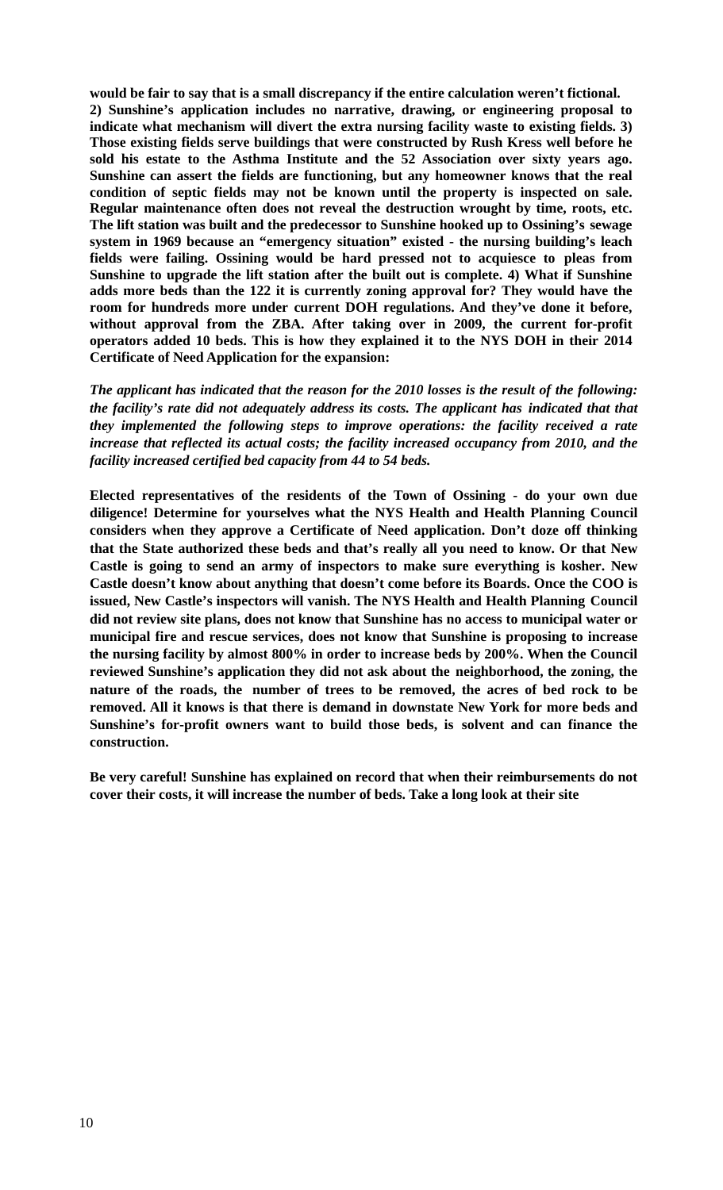**would be fair to say that is a small discrepancy if the entire calculation weren't fictional. 2) Sunshine's application includes no narrative, drawing, or engineering proposal to indicate what mechanism will divert the extra nursing facility waste to existing fields. 3) Those existing fields serve buildings that were constructed by Rush Kress well before he sold his estate to the Asthma Institute and the 52 Association over sixty years ago. Sunshine can assert the fields are functioning, but any homeowner knows that the real condition of septic fields may not be known until the property is inspected on sale. Regular maintenance often does not reveal the destruction wrought by time, roots, etc. The lift station was built and the predecessor to Sunshine hooked up to Ossining's sewage system in 1969 because an "emergency situation" existed - the nursing building's leach fields were failing. Ossining would be hard pressed not to acquiesce to pleas from Sunshine to upgrade the lift station after the built out is complete. 4) What if Sunshine adds more beds than the 122 it is currently zoning approval for? They would have the room for hundreds more under current DOH regulations. And they've done it before, without approval from the ZBA. After taking over in 2009, the current for-profit operators added 10 beds. This is how they explained it to the NYS DOH in their 2014 Certificate of Need Application for the expansion:**

***The applicant has indicated that the reason for the 2010 losses is the result of the following: the facility's rate did not adequately address its costs. The applicant has indicated that that they implemented the following steps to improve operations: the facility received a rate increase that reflected its actual costs; the facility increased occupancy from 2010, and the facility increased certified bed capacity from 44 to 54 beds.***

**Elected representatives of the residents of the Town of Ossining - do your own due diligence! Determine for yourselves what the NYS Health and Health Planning Council considers when they approve a Certificate of Need application. Don't doze off thinking that the State authorized these beds and that's really all you need to know. Or that New Castle is going to send an army of inspectors to make sure everything is kosher. New Castle doesn't know about anything that doesn't come before its Boards. Once the COO is issued, New Castle's inspectors will vanish. The NYS Health and Health Planning Council did not review site plans, does not know that Sunshine has no access to municipal water or municipal fire and rescue services, does not know that Sunshine is proposing to increase the nursing facility by almost 800% in order to increase beds by 200%. When the Council reviewed Sunshine's application they did not ask about the neighborhood, the zoning, the nature of the roads, the number of trees to be removed, the acres of bed rock to be removed. All it knows is that there is demand in downstate New York for more beds and Sunshine's for-profit owners want to build those beds, is solvent and can finance the construction.**

**Be very careful! Sunshine has explained on record that when their reimbursements do not cover their costs, it will increase the number of beds. Take a long look at their site**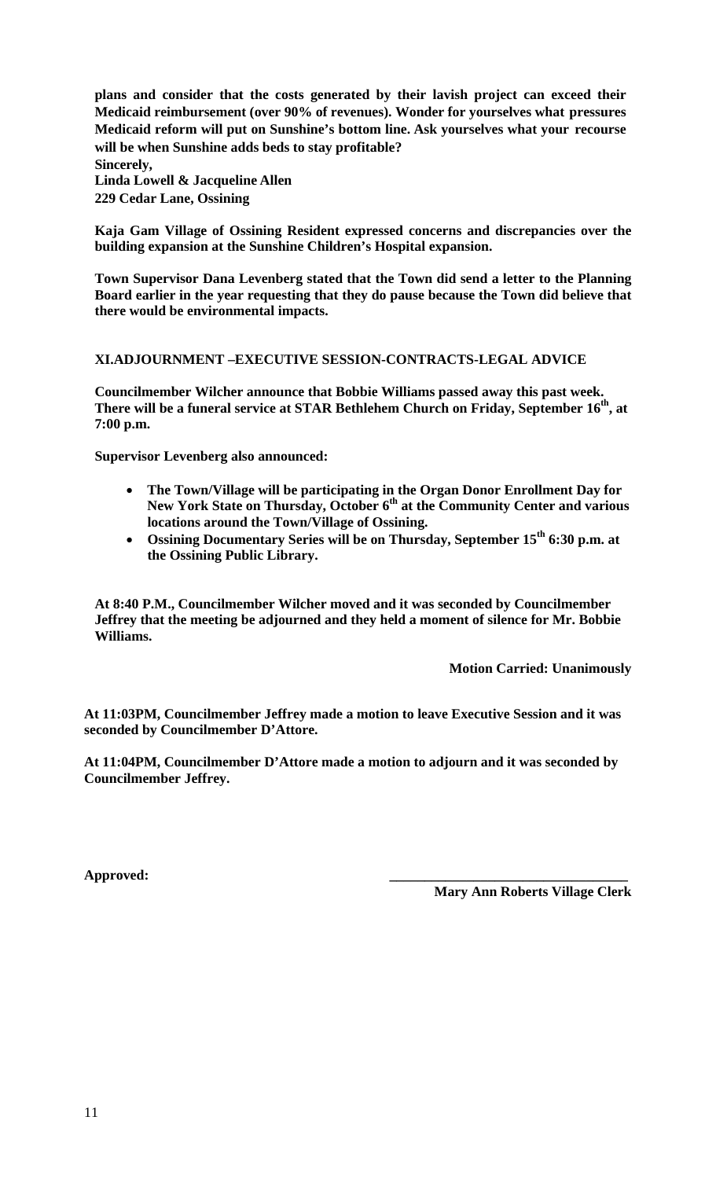**plans and consider that the costs generated by their lavish project can exceed their Medicaid reimbursement (over 90% of revenues). Wonder for yourselves what pressures Medicaid reform will put on Sunshine's bottom line. Ask yourselves what your recourse will be when Sunshine adds beds to stay profitable?**

**Sincerely,**

**Linda Lowell & Jacqueline Allen**

**229 Cedar Lane, Ossining**

**Kaja Gam Village of Ossining Resident expressed concerns and discrepancies over the building expansion at the Sunshine Children's Hospital expansion.**

**Town Supervisor Dana Levenberg stated that the Town did send a letter to the Planning Board earlier in the year requesting that they do pause because the Town did believe that there would be environmental impacts.**

**XI.ADJOURNMENT –EXECUTIVE SESSION-CONTRACTS-LEGAL ADVICE**

**Councilmember Wilcher announce that Bobbie Williams passed away this past week. There will be a funeral service at STAR Bethlehem Church on Friday, September 16th, at 7:00 p.m.**

**Supervisor Levenberg also announced:**

- **The Town/Village will be participating in the Organ Donor Enrollment Day for New York State on Thursday, October 6th at the Community Center and various locations around the Town/Village of Ossining.**
- **Ossining Documentary Series will be on Thursday, September 15th 6:30 p.m. at the Ossining Public Library.**

**At 8:40 P.M., Councilmember Wilcher moved and it was seconded by Councilmember Jeffrey that the meeting be adjourned and they held a moment of silence for Mr. Bobbie Williams.**

**Motion Carried: Unanimously**

**At 11:03PM, Councilmember Jeffrey made a motion to leave Executive Session and it was seconded by Councilmember D'Attore.**

**At 11:04PM, Councilmember D'Attore made a motion to adjourn and it was seconded by Councilmember Jeffrey.**

**Approved:** \_\_\_\_\_\_\_\_\_\_\_\_\_\_\_\_\_\_\_\_\_\_\_\_\_\_\_\_\_\_\_\_\_\_

**Mary Ann Roberts Village Clerk**